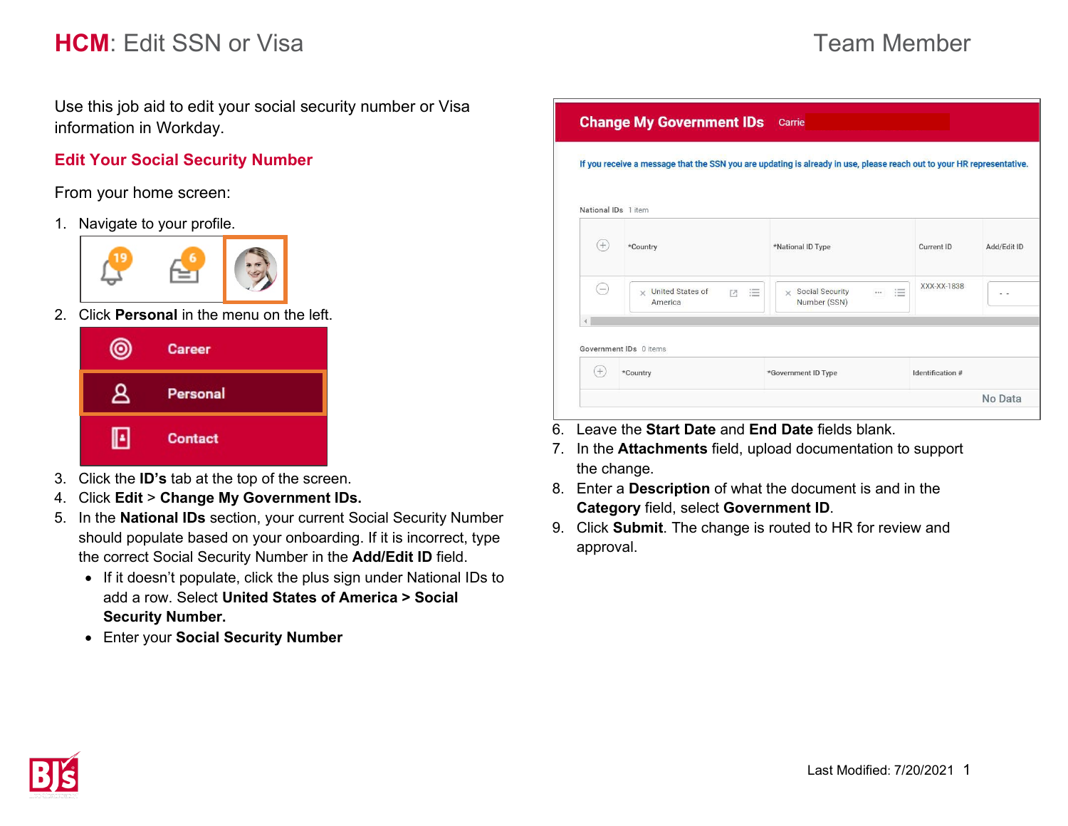# **HCM**: Edit SSN or Visa

Team Member

Use this job aid to edit your social security number or Visa information in Workday.

## Edit Your Social Security Number

From your home screen:

1. Navigate to your profile.
2. Click **Personal** in the menu on the left.
3. Click the **ID's** tab at the top of the screen.
4. Click **Edit** > **Change My Government IDs.**
5. In the **National IDs** section, your current Social Security Number should populate based on your onboarding. If it is incorrect, type the correct Social Security Number in the **Add/Edit ID** field.
   - If it doesn't populate, click the plus sign under National IDs to add a row. Select **United States of America > Social Security Number.**
   - Enter your **Social Security Number**
6. Leave the **Start Date** and **End Date** fields blank.
7. In the **Attachments** field, upload documentation to support the change.
8. Enter a **Description** of what the document is and in the **Category** field, select **Government ID**.
9. Click **Submit**. The change is routed to HR for review and approval.

Last Modified: 7/20/2021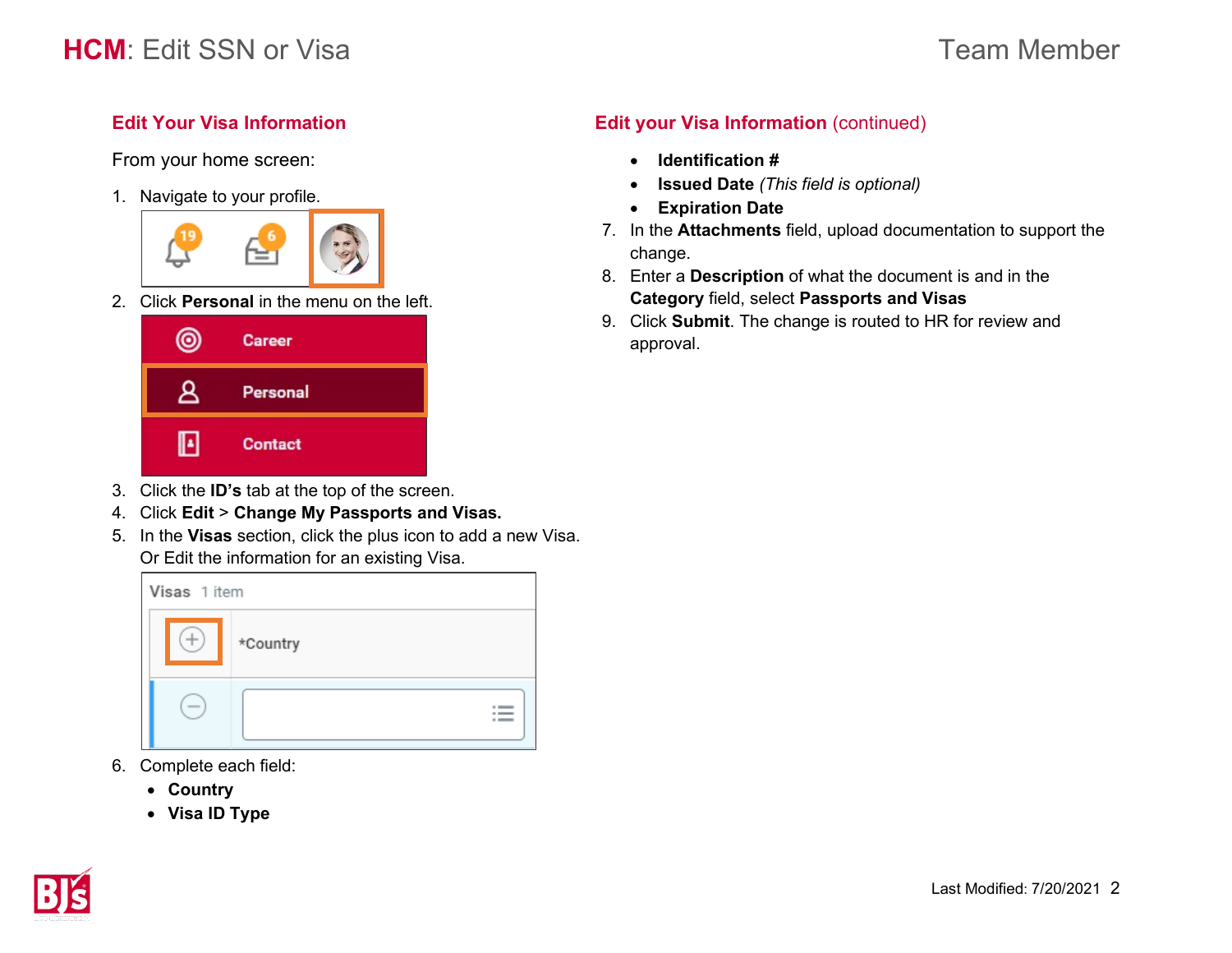## Edit Your Visa Information

From your home screen:

1. Navigate to your profile.
2. Click **Personal** in the menu on the left.
3. Click the **ID's** tab at the top of the screen.
4. Click **Edit** > **Change My Passports and Visas.**
5. In the **Visas** section, click the plus icon to add a new Visa. Or Edit the information for an existing Visa.
6. Complete each field:
   - **Country**
   - **Visa ID Type**

## Edit your Visa Information (continued)

   - **Identification #**
   - **Issued Date** *(This field is optional)*
   - **Expiration Date**
7. In the **Attachments** field, upload documentation to support the change.
8. Enter a **Description** of what the document is and in the **Category** field, select **Passports and Visas**
9. Click **Submit**. The change is routed to HR for review and approval.

Last Modified: 7/20/2021